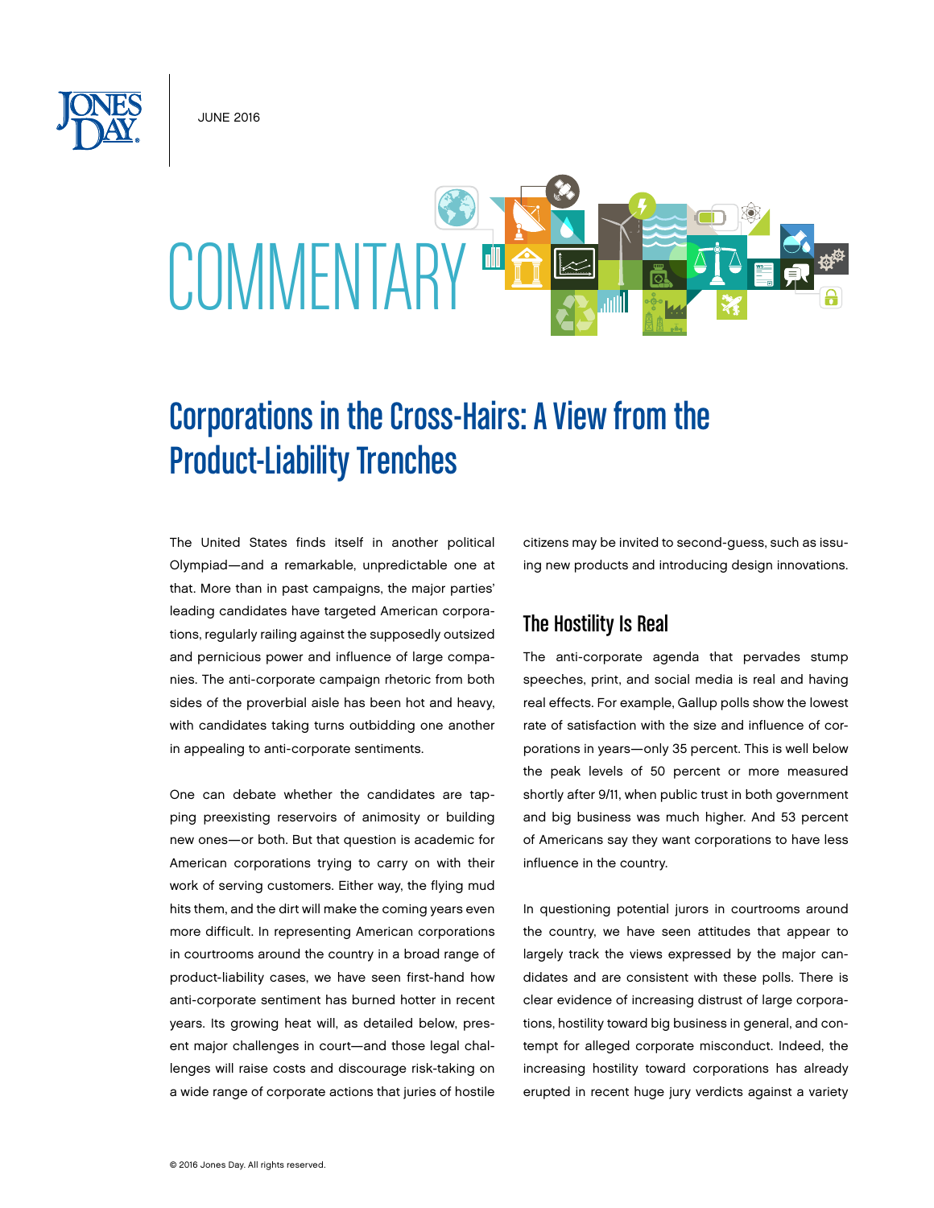JUNE 2016

COMMENTARY

# Corporations in the Cross-Hairs: A View from the Product-Liability Trenches

The United States finds itself in another political Olympiad—and a remarkable, unpredictable one at that. More than in past campaigns, the major parties' leading candidates have targeted American corporations, regularly railing against the supposedly outsized and pernicious power and influence of large companies. The anti-corporate campaign rhetoric from both sides of the proverbial aisle has been hot and heavy, with candidates taking turns outbidding one another in appealing to anti-corporate sentiments.

One can debate whether the candidates are tapping preexisting reservoirs of animosity or building new ones—or both. But that question is academic for American corporations trying to carry on with their work of serving customers. Either way, the flying mud hits them, and the dirt will make the coming years even more difficult. In representing American corporations in courtrooms around the country in a broad range of product-liability cases, we have seen first-hand how anti-corporate sentiment has burned hotter in recent years. Its growing heat will, as detailed below, present major challenges in court—and those legal challenges will raise costs and discourage risk-taking on a wide range of corporate actions that juries of hostile citizens may be invited to second-guess, such as issuing new products and introducing design innovations.

## The Hostility Is Real

The anti-corporate agenda that pervades stump speeches, print, and social media is real and having real effects. For example, Gallup polls show the lowest rate of satisfaction with the size and influence of corporations in years—only 35 percent. This is well below the peak levels of 50 percent or more measured shortly after 9/11, when public trust in both government and big business was much higher. And 53 percent of Americans say they want corporations to have less influence in the country.

In questioning potential jurors in courtrooms around the country, we have seen attitudes that appear to largely track the views expressed by the major candidates and are consistent with these polls. There is clear evidence of increasing distrust of large corporations, hostility toward big business in general, and contempt for alleged corporate misconduct. Indeed, the increasing hostility toward corporations has already erupted in recent huge jury verdicts against a variety

© 2016 Jones Day. All rights reserved.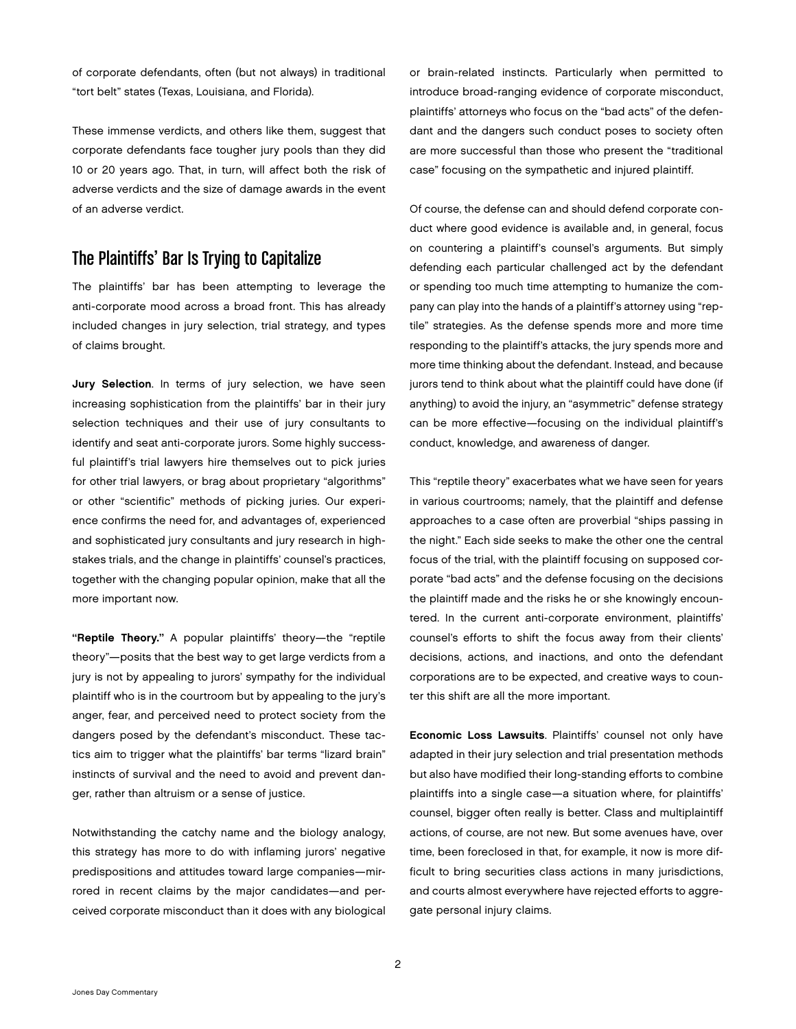of corporate defendants, often (but not always) in traditional "tort belt" states (Texas, Louisiana, and Florida).

These immense verdicts, and others like them, suggest that corporate defendants face tougher jury pools than they did 10 or 20 years ago. That, in turn, will affect both the risk of adverse verdicts and the size of damage awards in the event of an adverse verdict.

## The Plaintiffs' Bar Is Trying to Capitalize

The plaintiffs' bar has been attempting to leverage the anti-corporate mood across a broad front. This has already included changes in jury selection, trial strategy, and types of claims brought.

**Jury Selection**. In terms of jury selection, we have seen increasing sophistication from the plaintiffs' bar in their jury selection techniques and their use of jury consultants to identify and seat anti-corporate jurors. Some highly successful plaintiff's trial lawyers hire themselves out to pick juries for other trial lawyers, or brag about proprietary "algorithms" or other "scientific" methods of picking juries. Our experience confirms the need for, and advantages of, experienced and sophisticated jury consultants and jury research in high-stakes trials, and the change in plaintiffs' counsel's practices, together with the changing popular opinion, make that all the more important now.

**"Reptile Theory."** A popular plaintiffs' theory—the "reptile theory"—posits that the best way to get large verdicts from a jury is not by appealing to jurors' sympathy for the individual plaintiff who is in the courtroom but by appealing to the jury's anger, fear, and perceived need to protect society from the dangers posed by the defendant's misconduct. These tactics aim to trigger what the plaintiffs' bar terms "lizard brain" instincts of survival and the need to avoid and prevent danger, rather than altruism or a sense of justice.

Notwithstanding the catchy name and the biology analogy, this strategy has more to do with inflaming jurors' negative predispositions and attitudes toward large companies—mirrored in recent claims by the major candidates—and perceived corporate misconduct than it does with any biological or brain-related instincts. Particularly when permitted to introduce broad-ranging evidence of corporate misconduct, plaintiffs' attorneys who focus on the "bad acts" of the defendant and the dangers such conduct poses to society often are more successful than those who present the "traditional case" focusing on the sympathetic and injured plaintiff.

Of course, the defense can and should defend corporate conduct where good evidence is available and, in general, focus on countering a plaintiff's counsel's arguments. But simply defending each particular challenged act by the defendant or spending too much time attempting to humanize the company can play into the hands of a plaintiff's attorney using "reptile" strategies. As the defense spends more and more time responding to the plaintiff's attacks, the jury spends more and more time thinking about the defendant. Instead, and because jurors tend to think about what the plaintiff could have done (if anything) to avoid the injury, an "asymmetric" defense strategy can be more effective—focusing on the individual plaintiff's conduct, knowledge, and awareness of danger.

This "reptile theory" exacerbates what we have seen for years in various courtrooms; namely, that the plaintiff and defense approaches to a case often are proverbial "ships passing in the night." Each side seeks to make the other one the central focus of the trial, with the plaintiff focusing on supposed corporate "bad acts" and the defense focusing on the decisions the plaintiff made and the risks he or she knowingly encountered. In the current anti-corporate environment, plaintiffs' counsel's efforts to shift the focus away from their clients' decisions, actions, and inactions, and onto the defendant corporations are to be expected, and creative ways to counter this shift are all the more important.

**Economic Loss Lawsuits**. Plaintiffs' counsel not only have adapted in their jury selection and trial presentation methods but also have modified their long-standing efforts to combine plaintiffs into a single case—a situation where, for plaintiffs' counsel, bigger often really is better. Class and multiplaintiff actions, of course, are not new. But some avenues have, over time, been foreclosed in that, for example, it now is more difficult to bring securities class actions in many jurisdictions, and courts almost everywhere have rejected efforts to aggregate personal injury claims.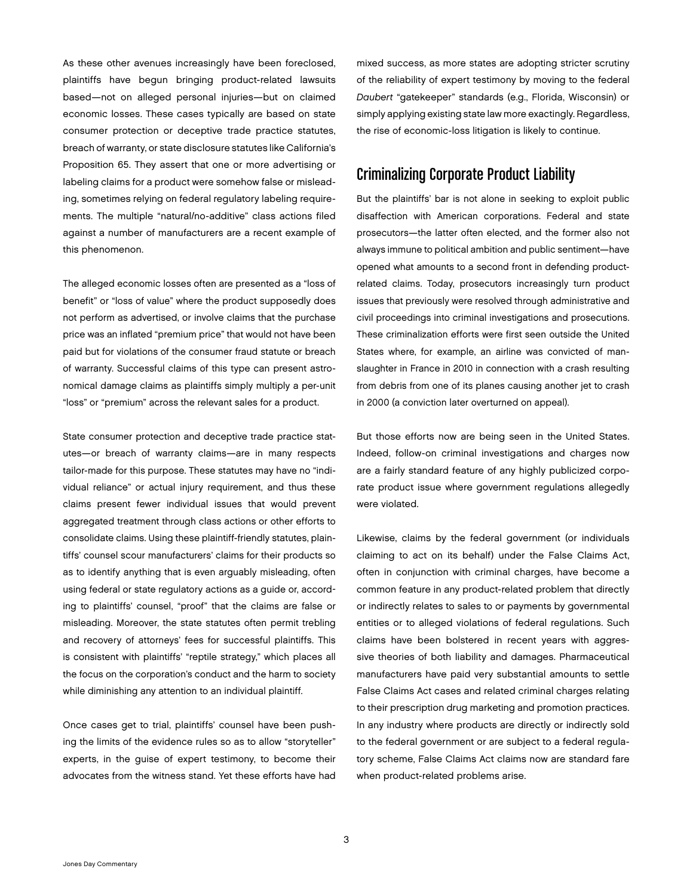As these other avenues increasingly have been foreclosed, plaintiffs have begun bringing product-related lawsuits based—not on alleged personal injuries—but on claimed economic losses. These cases typically are based on state consumer protection or deceptive trade practice statutes, breach of warranty, or state disclosure statutes like California's Proposition 65. They assert that one or more advertising or labeling claims for a product were somehow false or misleading, sometimes relying on federal regulatory labeling requirements. The multiple "natural/no-additive" class actions filed against a number of manufacturers are a recent example of this phenomenon.

The alleged economic losses often are presented as a "loss of benefit" or "loss of value" where the product supposedly does not perform as advertised, or involve claims that the purchase price was an inflated "premium price" that would not have been paid but for violations of the consumer fraud statute or breach of warranty. Successful claims of this type can present astronomical damage claims as plaintiffs simply multiply a per-unit "loss" or "premium" across the relevant sales for a product.

State consumer protection and deceptive trade practice statutes—or breach of warranty claims—are in many respects tailor-made for this purpose. These statutes may have no "individual reliance" or actual injury requirement, and thus these claims present fewer individual issues that would prevent aggregated treatment through class actions or other efforts to consolidate claims. Using these plaintiff-friendly statutes, plaintiffs' counsel scour manufacturers' claims for their products so as to identify anything that is even arguably misleading, often using federal or state regulatory actions as a guide or, according to plaintiffs' counsel, "proof" that the claims are false or misleading. Moreover, the state statutes often permit trebling and recovery of attorneys' fees for successful plaintiffs. This is consistent with plaintiffs' "reptile strategy," which places all the focus on the corporation's conduct and the harm to society while diminishing any attention to an individual plaintiff.

Once cases get to trial, plaintiffs' counsel have been pushing the limits of the evidence rules so as to allow "storyteller" experts, in the guise of expert testimony, to become their advocates from the witness stand. Yet these efforts have had mixed success, as more states are adopting stricter scrutiny of the reliability of expert testimony by moving to the federal *Daubert* "gatekeeper" standards (e.g., Florida, Wisconsin) or simply applying existing state law more exactingly. Regardless, the rise of economic-loss litigation is likely to continue.

## Criminalizing Corporate Product Liability

But the plaintiffs' bar is not alone in seeking to exploit public disaffection with American corporations. Federal and state prosecutors—the latter often elected, and the former also not always immune to political ambition and public sentiment—have opened what amounts to a second front in defending product-related claims. Today, prosecutors increasingly turn product issues that previously were resolved through administrative and civil proceedings into criminal investigations and prosecutions. These criminalization efforts were first seen outside the United States where, for example, an airline was convicted of manslaughter in France in 2010 in connection with a crash resulting from debris from one of its planes causing another jet to crash in 2000 (a conviction later overturned on appeal).

But those efforts now are being seen in the United States. Indeed, follow-on criminal investigations and charges now are a fairly standard feature of any highly publicized corporate product issue where government regulations allegedly were violated.

Likewise, claims by the federal government (or individuals claiming to act on its behalf) under the False Claims Act, often in conjunction with criminal charges, have become a common feature in any product-related problem that directly or indirectly relates to sales to or payments by governmental entities or to alleged violations of federal regulations. Such claims have been bolstered in recent years with aggressive theories of both liability and damages. Pharmaceutical manufacturers have paid very substantial amounts to settle False Claims Act cases and related criminal charges relating to their prescription drug marketing and promotion practices. In any industry where products are directly or indirectly sold to the federal government or are subject to a federal regulatory scheme, False Claims Act claims now are standard fare when product-related problems arise.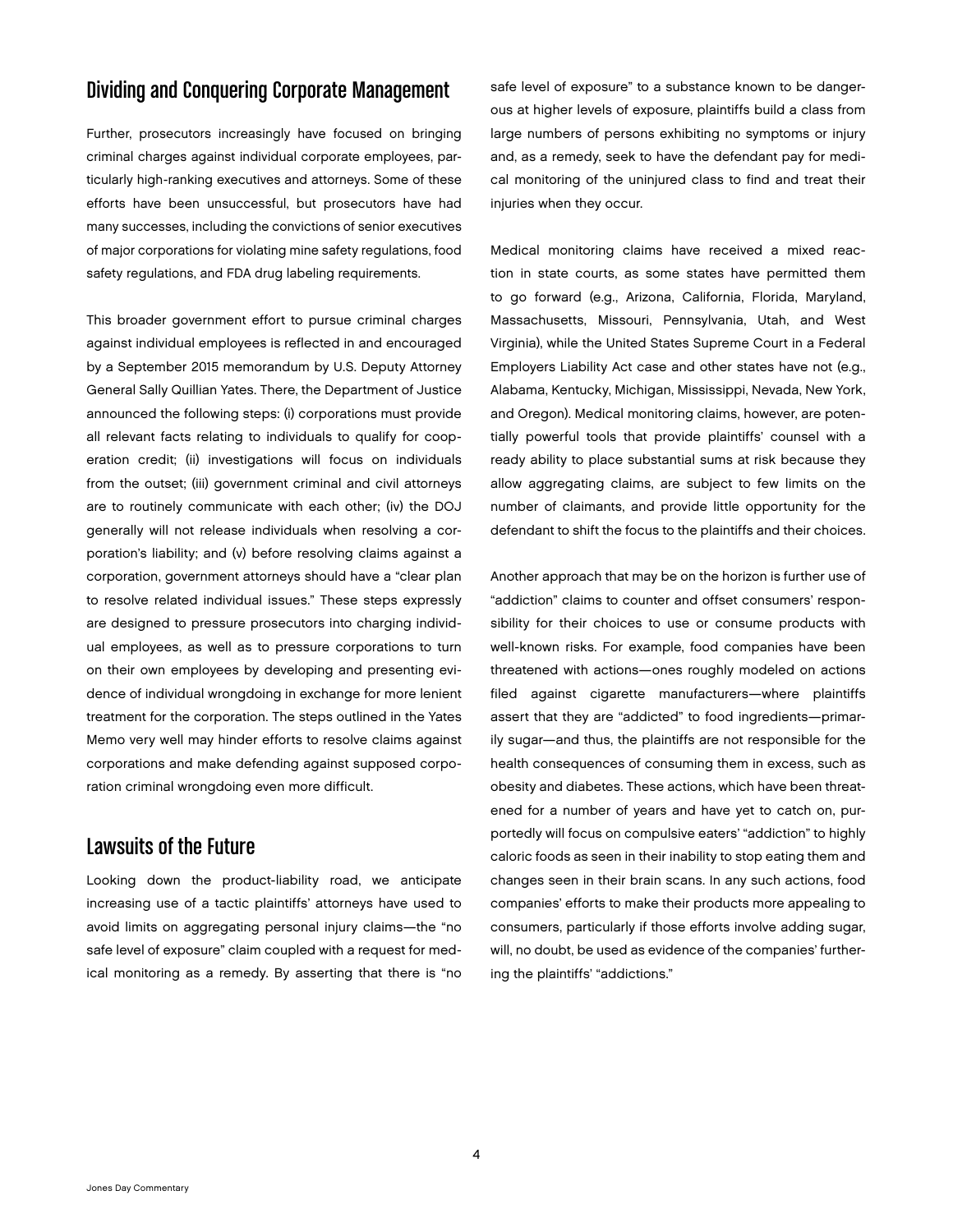## Dividing and Conquering Corporate Management

Further, prosecutors increasingly have focused on bringing criminal charges against individual corporate employees, particularly high-ranking executives and attorneys. Some of these efforts have been unsuccessful, but prosecutors have had many successes, including the convictions of senior executives of major corporations for violating mine safety regulations, food safety regulations, and FDA drug labeling requirements.

This broader government effort to pursue criminal charges against individual employees is reflected in and encouraged by a September 2015 memorandum by U.S. Deputy Attorney General Sally Quillian Yates. There, the Department of Justice announced the following steps: (i) corporations must provide all relevant facts relating to individuals to qualify for cooperation credit; (ii) investigations will focus on individuals from the outset; (iii) government criminal and civil attorneys are to routinely communicate with each other; (iv) the DOJ generally will not release individuals when resolving a corporation's liability; and (v) before resolving claims against a corporation, government attorneys should have a "clear plan to resolve related individual issues." These steps expressly are designed to pressure prosecutors into charging individual employees, as well as to pressure corporations to turn on their own employees by developing and presenting evidence of individual wrongdoing in exchange for more lenient treatment for the corporation. The steps outlined in the Yates Memo very well may hinder efforts to resolve claims against corporations and make defending against supposed corporation criminal wrongdoing even more difficult.

## Lawsuits of the Future

Looking down the product-liability road, we anticipate increasing use of a tactic plaintiffs' attorneys have used to avoid limits on aggregating personal injury claims—the "no safe level of exposure" claim coupled with a request for medical monitoring as a remedy. By asserting that there is "no safe level of exposure" to a substance known to be dangerous at higher levels of exposure, plaintiffs build a class from large numbers of persons exhibiting no symptoms or injury and, as a remedy, seek to have the defendant pay for medical monitoring of the uninjured class to find and treat their injuries when they occur.

Medical monitoring claims have received a mixed reaction in state courts, as some states have permitted them to go forward (e.g., Arizona, California, Florida, Maryland, Massachusetts, Missouri, Pennsylvania, Utah, and West Virginia), while the United States Supreme Court in a Federal Employers Liability Act case and other states have not (e.g., Alabama, Kentucky, Michigan, Mississippi, Nevada, New York, and Oregon). Medical monitoring claims, however, are potentially powerful tools that provide plaintiffs' counsel with a ready ability to place substantial sums at risk because they allow aggregating claims, are subject to few limits on the number of claimants, and provide little opportunity for the defendant to shift the focus to the plaintiffs and their choices.

Another approach that may be on the horizon is further use of "addiction" claims to counter and offset consumers' responsibility for their choices to use or consume products with well-known risks. For example, food companies have been threatened with actions—ones roughly modeled on actions filed against cigarette manufacturers—where plaintiffs assert that they are "addicted" to food ingredients—primarily sugar—and thus, the plaintiffs are not responsible for the health consequences of consuming them in excess, such as obesity and diabetes. These actions, which have been threatened for a number of years and have yet to catch on, purportedly will focus on compulsive eaters' "addiction" to highly caloric foods as seen in their inability to stop eating them and changes seen in their brain scans. In any such actions, food companies' efforts to make their products more appealing to consumers, particularly if those efforts involve adding sugar, will, no doubt, be used as evidence of the companies' furthering the plaintiffs' "addictions."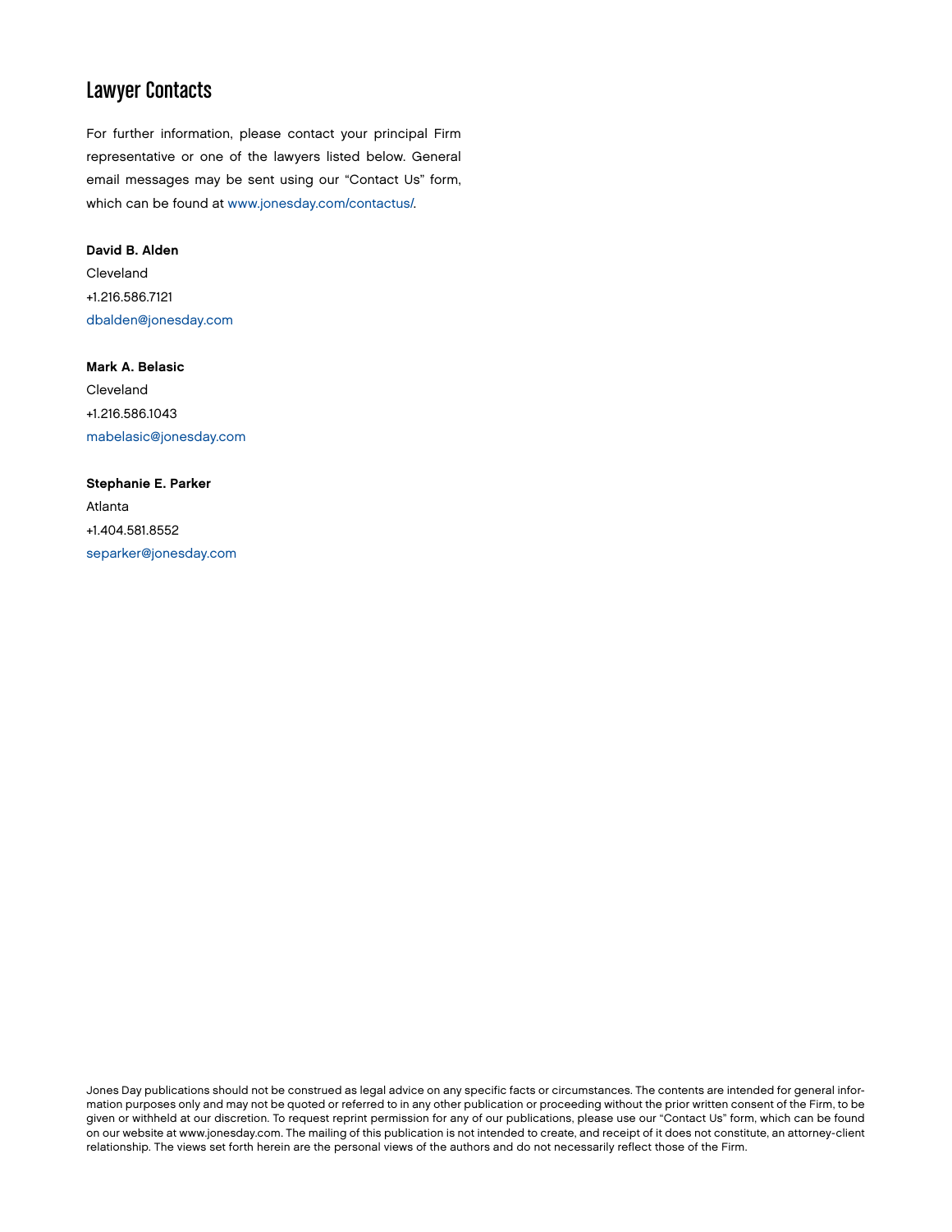## Lawyer Contacts

For further information, please contact your principal Firm representative or one of the lawyers listed below. General email messages may be sent using our "Contact Us" form, which can be found at www.jonesday.com/contactus/.

**David B. Alden**
Cleveland
+1.216.586.7121
dbalden@jonesday.com

**Mark A. Belasic**
Cleveland
+1.216.586.1043
mabelasic@jonesday.com

**Stephanie E. Parker**
Atlanta
+1.404.581.8552
separker@jonesday.com

Jones Day publications should not be construed as legal advice on any specific facts or circumstances. The contents are intended for general information purposes only and may not be quoted or referred to in any other publication or proceeding without the prior written consent of the Firm, to be given or withheld at our discretion. To request reprint permission for any of our publications, please use our "Contact Us" form, which can be found on our website at www.jonesday.com. The mailing of this publication is not intended to create, and receipt of it does not constitute, an attorney-client relationship. The views set forth herein are the personal views of the authors and do not necessarily reflect those of the Firm.